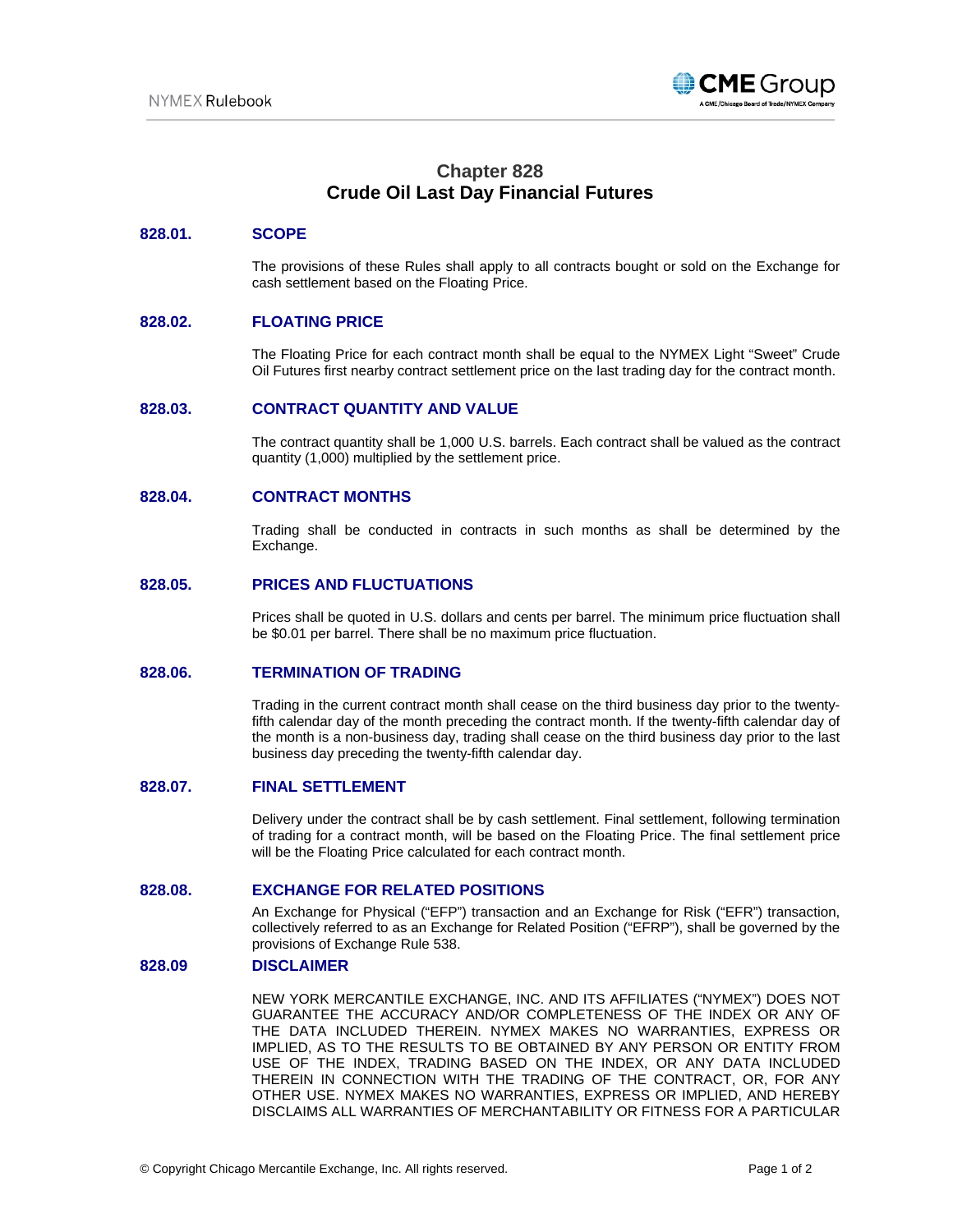# Chapter 828
# Crude Oil Last Day Financial Futures

## 828.01. SCOPE

The provisions of these Rules shall apply to all contracts bought or sold on the Exchange for cash settlement based on the Floating Price.

## 828.02. FLOATING PRICE

The Floating Price for each contract month shall be equal to the NYMEX Light "Sweet" Crude Oil Futures first nearby contract settlement price on the last trading day for the contract month.

## 828.03. CONTRACT QUANTITY AND VALUE

The contract quantity shall be 1,000 U.S. barrels. Each contract shall be valued as the contract quantity (1,000) multiplied by the settlement price.

## 828.04. CONTRACT MONTHS

Trading shall be conducted in contracts in such months as shall be determined by the Exchange.

## 828.05. PRICES AND FLUCTUATIONS

Prices shall be quoted in U.S. dollars and cents per barrel. The minimum price fluctuation shall be $0.01 per barrel. There shall be no maximum price fluctuation.

## 828.06. TERMINATION OF TRADING

Trading in the current contract month shall cease on the third business day prior to the twenty-fifth calendar day of the month preceding the contract month. If the twenty-fifth calendar day of the month is a non-business day, trading shall cease on the third business day prior to the last business day preceding the twenty-fifth calendar day.

## 828.07. FINAL SETTLEMENT

Delivery under the contract shall be by cash settlement. Final settlement, following termination of trading for a contract month, will be based on the Floating Price. The final settlement price will be the Floating Price calculated for each contract month.

## 828.08. EXCHANGE FOR RELATED POSITIONS

An Exchange for Physical ("EFP") transaction and an Exchange for Risk ("EFR") transaction, collectively referred to as an Exchange for Related Position ("EFRP"), shall be governed by the provisions of Exchange Rule 538.

## 828.09 DISCLAIMER

NEW YORK MERCANTILE EXCHANGE, INC. AND ITS AFFILIATES ("NYMEX") DOES NOT GUARANTEE THE ACCURACY AND/OR COMPLETENESS OF THE INDEX OR ANY OF THE DATA INCLUDED THEREIN. NYMEX MAKES NO WARRANTIES, EXPRESS OR IMPLIED, AS TO THE RESULTS TO BE OBTAINED BY ANY PERSON OR ENTITY FROM USE OF THE INDEX, TRADING BASED ON THE INDEX, OR ANY DATA INCLUDED THEREIN IN CONNECTION WITH THE TRADING OF THE CONTRACT, OR, FOR ANY OTHER USE. NYMEX MAKES NO WARRANTIES, EXPRESS OR IMPLIED, AND HEREBY DISCLAIMS ALL WARRANTIES OF MERCHANTABILITY OR FITNESS FOR A PARTICULAR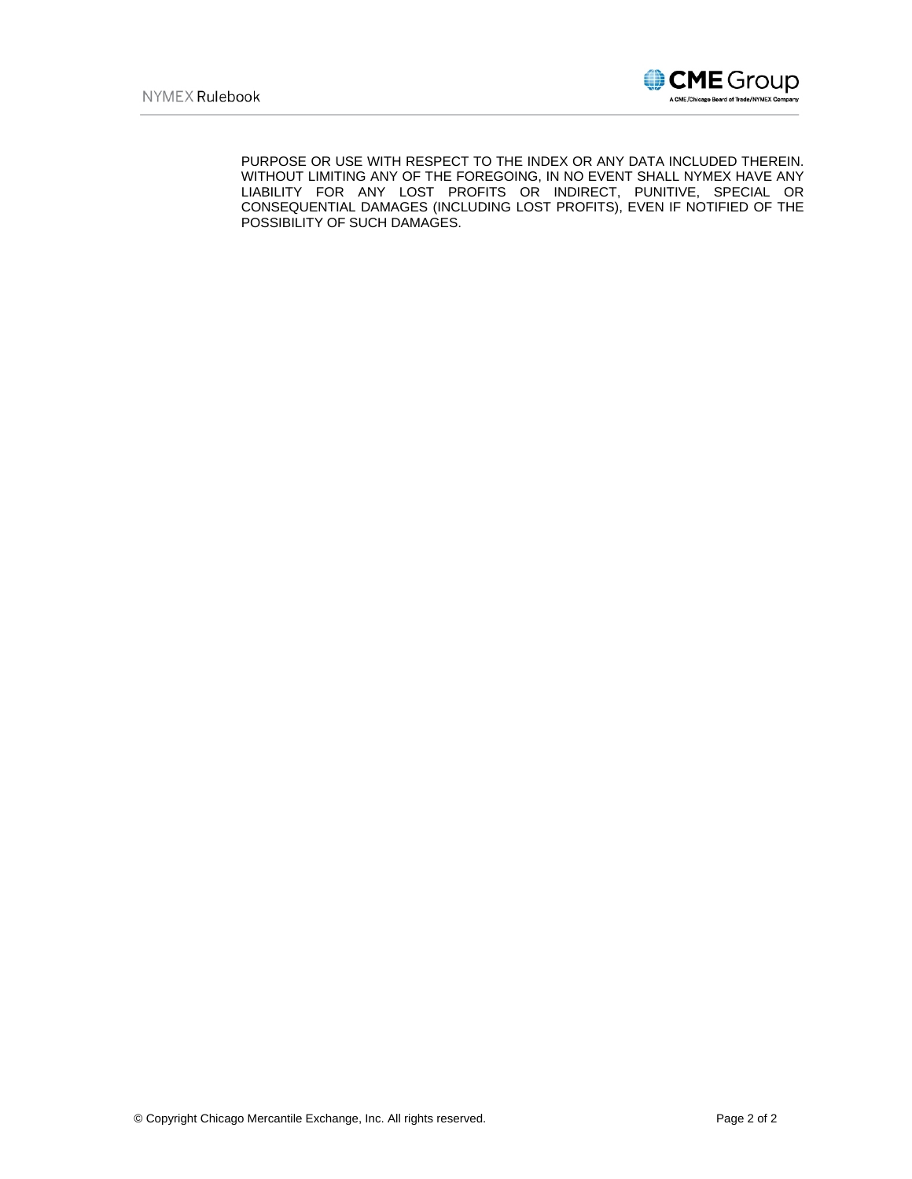PURPOSE OR USE WITH RESPECT TO THE INDEX OR ANY DATA INCLUDED THEREIN. WITHOUT LIMITING ANY OF THE FOREGOING, IN NO EVENT SHALL NYMEX HAVE ANY LIABILITY FOR ANY LOST PROFITS OR INDIRECT, PUNITIVE, SPECIAL OR CONSEQUENTIAL DAMAGES (INCLUDING LOST PROFITS), EVEN IF NOTIFIED OF THE POSSIBILITY OF SUCH DAMAGES.